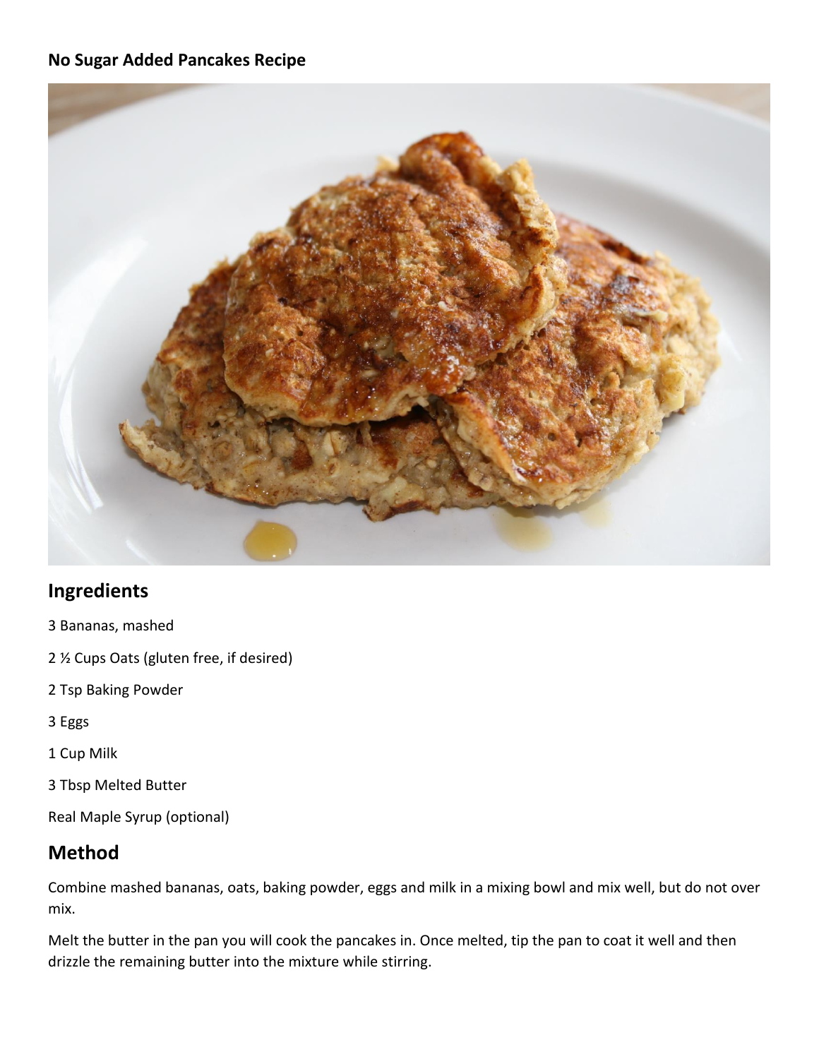**No Sugar Added Pancakes Recipe**

## Ingredients

3 Bananas, mashed

2 ½ Cups Oats (gluten free, if desired)

2 Tsp Baking Powder

3 Eggs

1 Cup Milk

3 Tbsp Melted Butter

Real Maple Syrup (optional)

## Method

Combine mashed bananas, oats, baking powder, eggs and milk in a mixing bowl and mix well, but do not over mix.

Melt the butter in the pan you will cook the pancakes in. Once melted, tip the pan to coat it well and then drizzle the remaining butter into the mixture while stirring.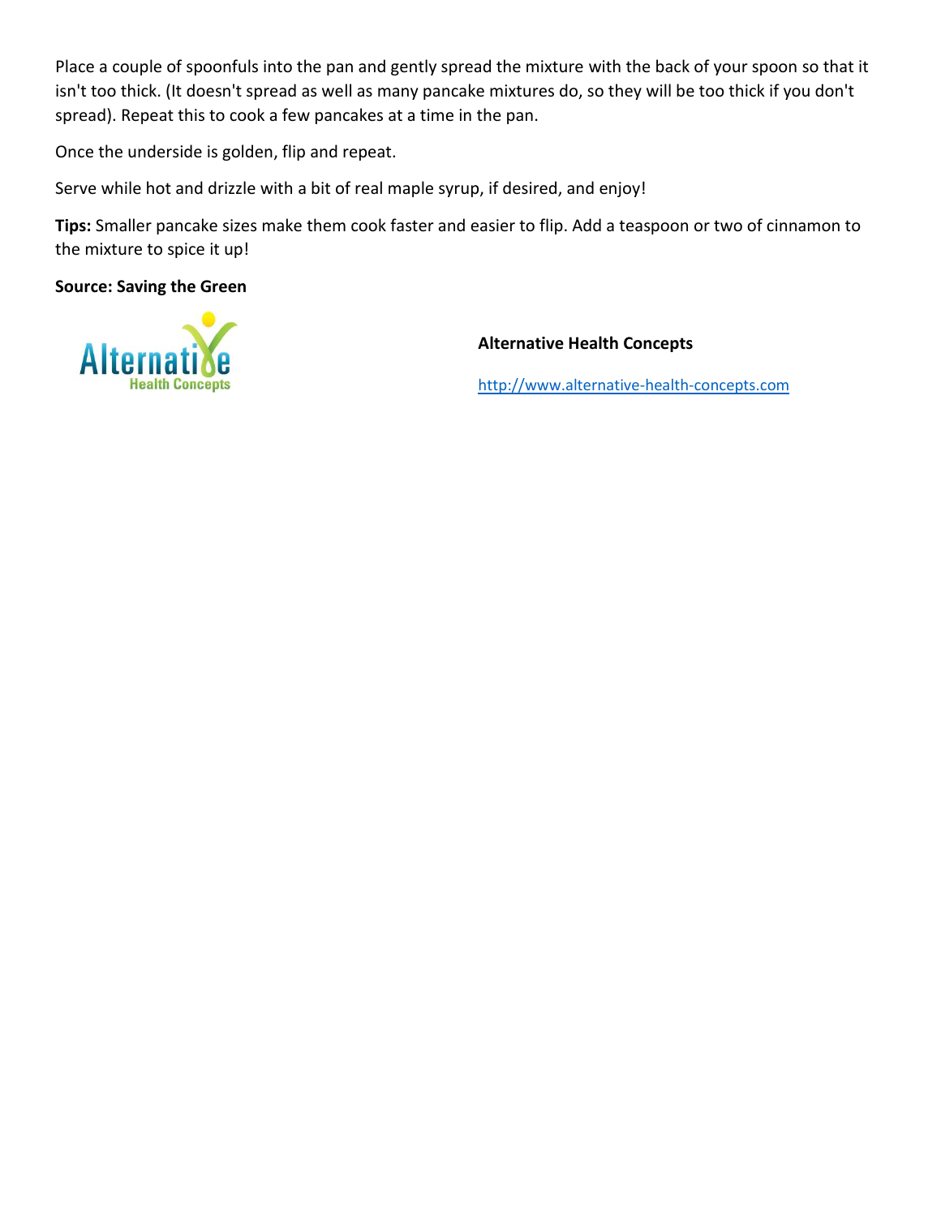Place a couple of spoonfuls into the pan and gently spread the mixture with the back of your spoon so that it isn't too thick. (It doesn't spread as well as many pancake mixtures do, so they will be too thick if you don't spread). Repeat this to cook a few pancakes at a time in the pan.

Once the underside is golden, flip and repeat.

Serve while hot and drizzle with a bit of real maple syrup, if desired, and enjoy!

**Tips:** Smaller pancake sizes make them cook faster and easier to flip. Add a teaspoon or two of cinnamon to the mixture to spice it up!

**Source: Saving the Green**

Alternative Health Concepts

**Alternative Health Concepts**

http://www.alternative-health-concepts.com